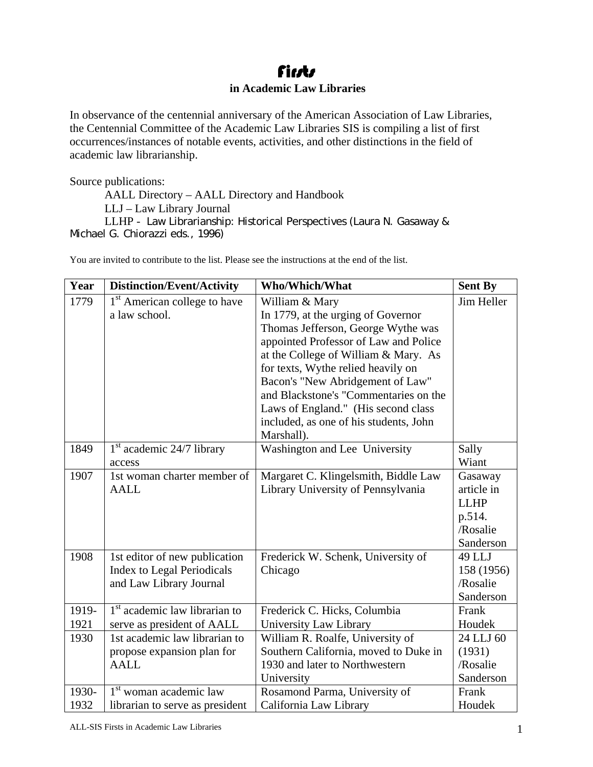# Firsts

## in Academic Law Libraries

In observance of the centennial anniversary of the American Association of Law Libraries, the Centennial Committee of the Academic Law Libraries SIS is compiling a list of first occurrences/instances of notable events, activities, and other distinctions in the field of academic law librarianship.

Source publications:

AALL Directory – AALL Directory and Handbook
LLJ – Law Library Journal
LLHP - Law Librarianship: Historical Perspectives (Laura N. Gasaway & Michael G. Chiorazzi eds., 1996)

You are invited to contribute to the list. Please see the instructions at the end of the list.

| Year | Distinction/Event/Activity | Who/Which/What | Sent By |
|---|---|---|---|
| 1779 | 1st American college to have a law school. | William & Mary In 1779, at the urging of Governor Thomas Jefferson, George Wythe was appointed Professor of Law and Police at the College of William & Mary. As for texts, Wythe relied heavily on Bacon's "New Abridgement of Law" and Blackstone's "Commentaries on the Laws of England." (His second class included, as one of his students, John Marshall). | Jim Heller |
| 1849 | 1st academic 24/7 library access | Washington and Lee University | Sally Wiant |
| 1907 | 1st woman charter member of AALL | Margaret C. Klingelsmith, Biddle Law Library University of Pennsylvania | Gasaway article in LLHP p.514. /Rosalie Sanderson |
| 1908 | 1st editor of new publication Index to Legal Periodicals and Law Library Journal | Frederick W. Schenk, University of Chicago | 49 LLJ 158 (1956) /Rosalie Sanderson |
| 1919-1921 | 1st academic law librarian to serve as president of AALL | Frederick C. Hicks, Columbia University Law Library | Frank Houdek |
| 1930 | 1st academic law librarian to propose expansion plan for AALL | William R. Roalfe, University of Southern California, moved to Duke in 1930 and later to Northwestern University | 24 LLJ 60 (1931) /Rosalie Sanderson |
| 1930-1932 | 1st woman academic law librarian to serve as president | Rosamond Parma, University of California Law Library | Frank Houdek |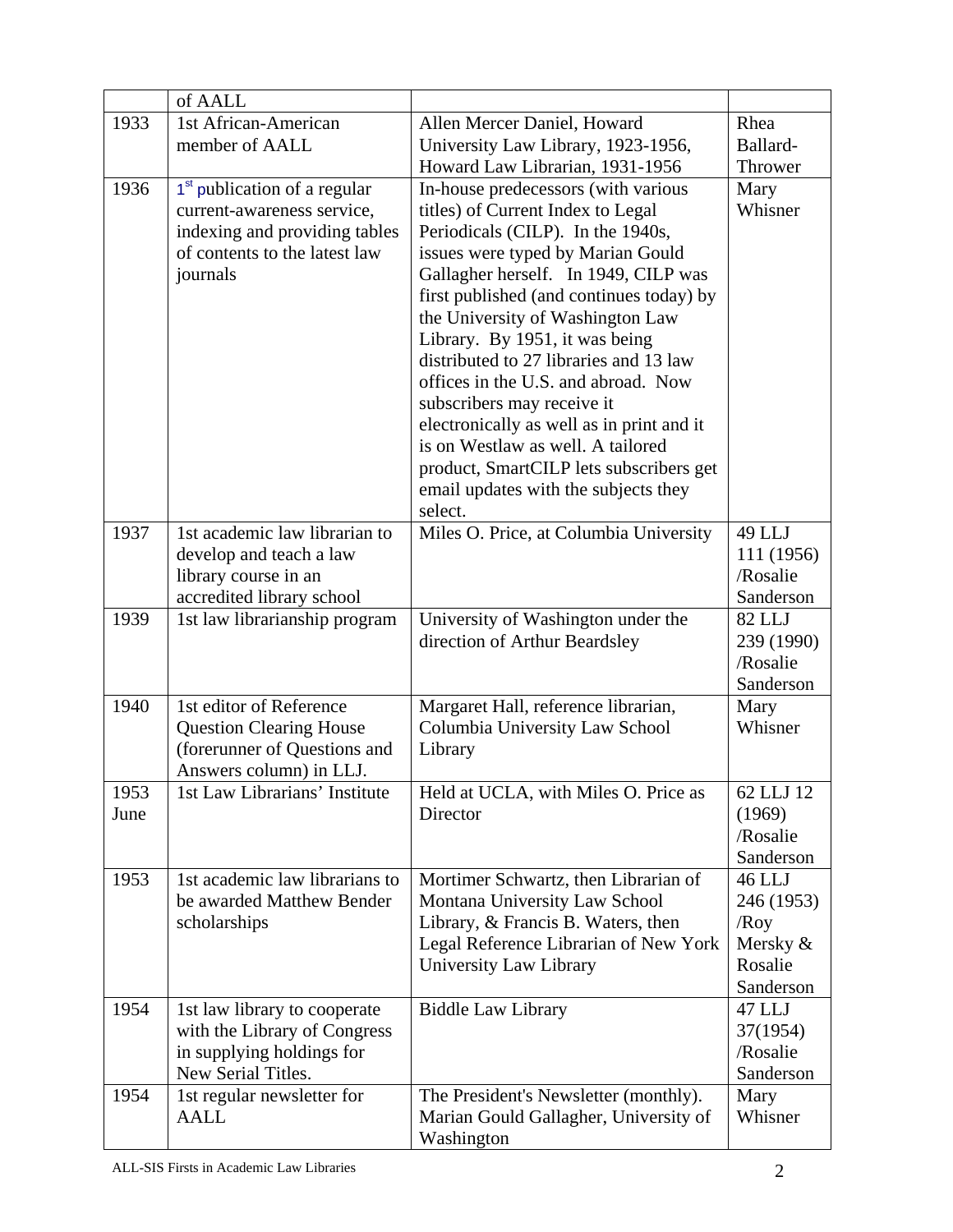| | | | |
|---|---|---|---|
| | of AALL | | |
| 1933 | 1st African-American member of AALL | Allen Mercer Daniel, Howard University Law Library, 1923-1956, Howard Law Librarian, 1931-1956 | Rhea Ballard-Thrower |
| 1936 | 1st publication of a regular current-awareness service, indexing and providing tables of contents to the latest law journals | In-house predecessors (with various titles) of Current Index to Legal Periodicals (CILP). In the 1940s, issues were typed by Marian Gould Gallagher herself. In 1949, CILP was first published (and continues today) by the University of Washington Law Library. By 1951, it was being distributed to 27 libraries and 13 law offices in the U.S. and abroad. Now subscribers may receive it electronically as well as in print and it is on Westlaw as well. A tailored product, SmartCILP lets subscribers get email updates with the subjects they select. | Mary Whisner |
| 1937 | 1st academic law librarian to develop and teach a law library course in an accredited library school | Miles O. Price, at Columbia University | 49 LLJ 111 (1956) /Rosalie Sanderson |
| 1939 | 1st law librarianship program | University of Washington under the direction of Arthur Beardsley | 82 LLJ 239 (1990) /Rosalie Sanderson |
| 1940 | 1st editor of Reference Question Clearing House (forerunner of Questions and Answers column) in LLJ. | Margaret Hall, reference librarian, Columbia University Law School Library | Mary Whisner |
| 1953 June | 1st Law Librarians' Institute | Held at UCLA, with Miles O. Price as Director | 62 LLJ 12 (1969) /Rosalie Sanderson |
| 1953 | 1st academic law librarians to be awarded Matthew Bender scholarships | Mortimer Schwartz, then Librarian of Montana University Law School Library, & Francis B. Waters, then Legal Reference Librarian of New York University Law Library | 46 LLJ 246 (1953) /Roy Mersky & Rosalie Sanderson |
| 1954 | 1st law library to cooperate with the Library of Congress in supplying holdings for New Serial Titles. | Biddle Law Library | 47 LLJ 37(1954) /Rosalie Sanderson |
| 1954 | 1st regular newsletter for AALL | The President's Newsletter (monthly). Marian Gould Gallagher, University of Washington | Mary Whisner |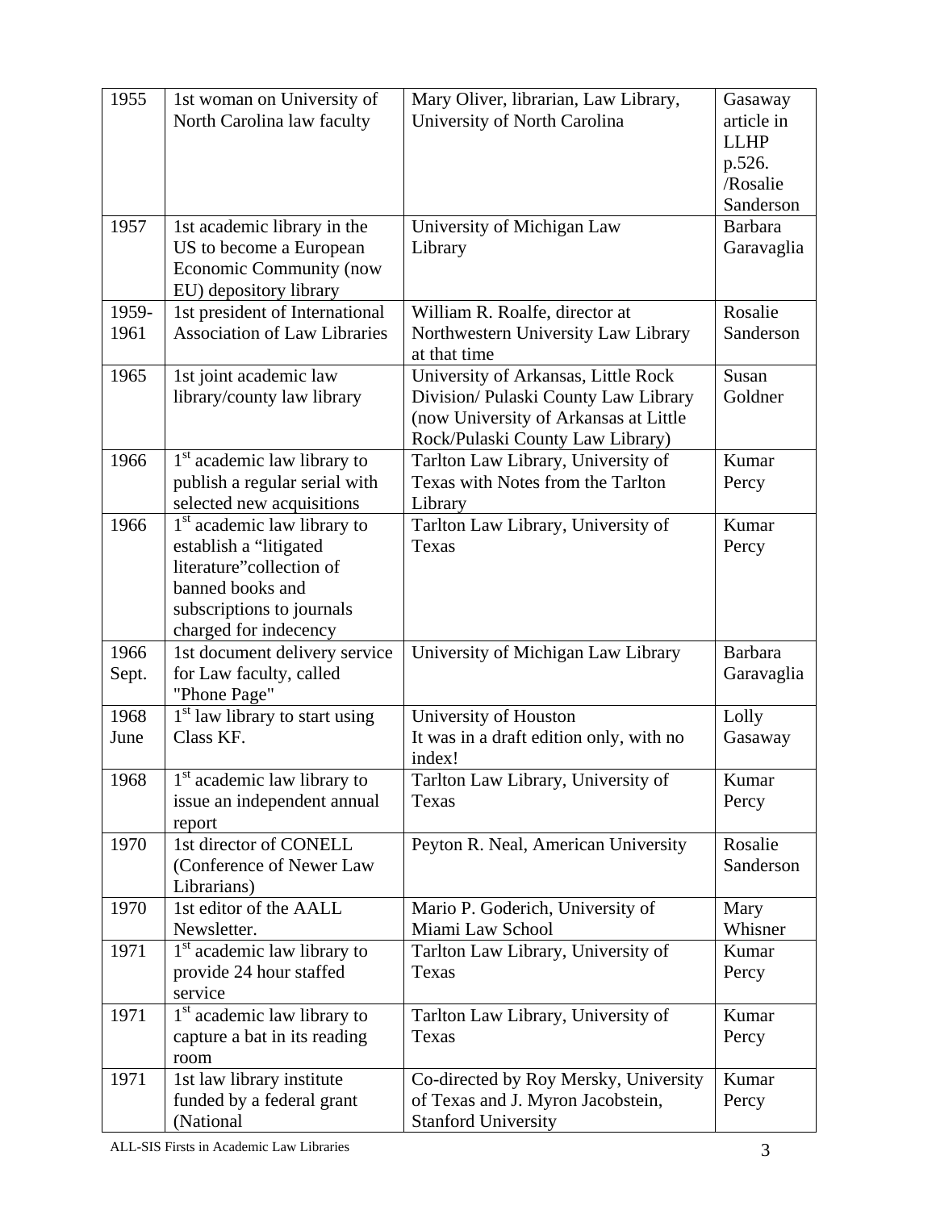| 1955 | 1st woman on University of North Carolina law faculty | Mary Oliver, librarian, Law Library, University of North Carolina | Gasaway article in LLHP p.526. /Rosalie Sanderson |
|---|---|---|---|
| 1957 | 1st academic library in the US to become a European Economic Community (now EU) depository library | University of Michigan Law Library | Barbara Garavaglia |
| 1959-1961 | 1st president of International Association of Law Libraries | William R. Roalfe, director at Northwestern University Law Library at that time | Rosalie Sanderson |
| 1965 | 1st joint academic law library/county law library | University of Arkansas, Little Rock Division/ Pulaski County Law Library (now University of Arkansas at Little Rock/Pulaski County Law Library) | Susan Goldner |
| 1966 | 1st academic law library to publish a regular serial with selected new acquisitions | Tarlton Law Library, University of Texas with Notes from the Tarlton Library | Kumar Percy |
| 1966 | 1st academic law library to establish a "litigated literature"collection of banned books and subscriptions to journals charged for indecency | Tarlton Law Library, University of Texas | Kumar Percy |
| 1966 Sept. | 1st document delivery service for Law faculty, called "Phone Page" | University of Michigan Law Library | Barbara Garavaglia |
| 1968 June | 1st law library to start using Class KF. | University of Houston It was in a draft edition only, with no index! | Lolly Gasaway |
| 1968 | 1st academic law library to issue an independent annual report | Tarlton Law Library, University of Texas | Kumar Percy |
| 1970 | 1st director of CONELL (Conference of Newer Law Librarians) | Peyton R. Neal, American University | Rosalie Sanderson |
| 1970 | 1st editor of the AALL Newsletter. | Mario P. Goderich, University of Miami Law School | Mary Whisner |
| 1971 | 1st academic law library to provide 24 hour staffed service | Tarlton Law Library, University of Texas | Kumar Percy |
| 1971 | 1st academic law library to capture a bat in its reading room | Tarlton Law Library, University of Texas | Kumar Percy |
| 1971 | 1st law library institute funded by a federal grant (National | Co-directed by Roy Mersky, University of Texas and J. Myron Jacobstein, Stanford University | Kumar Percy |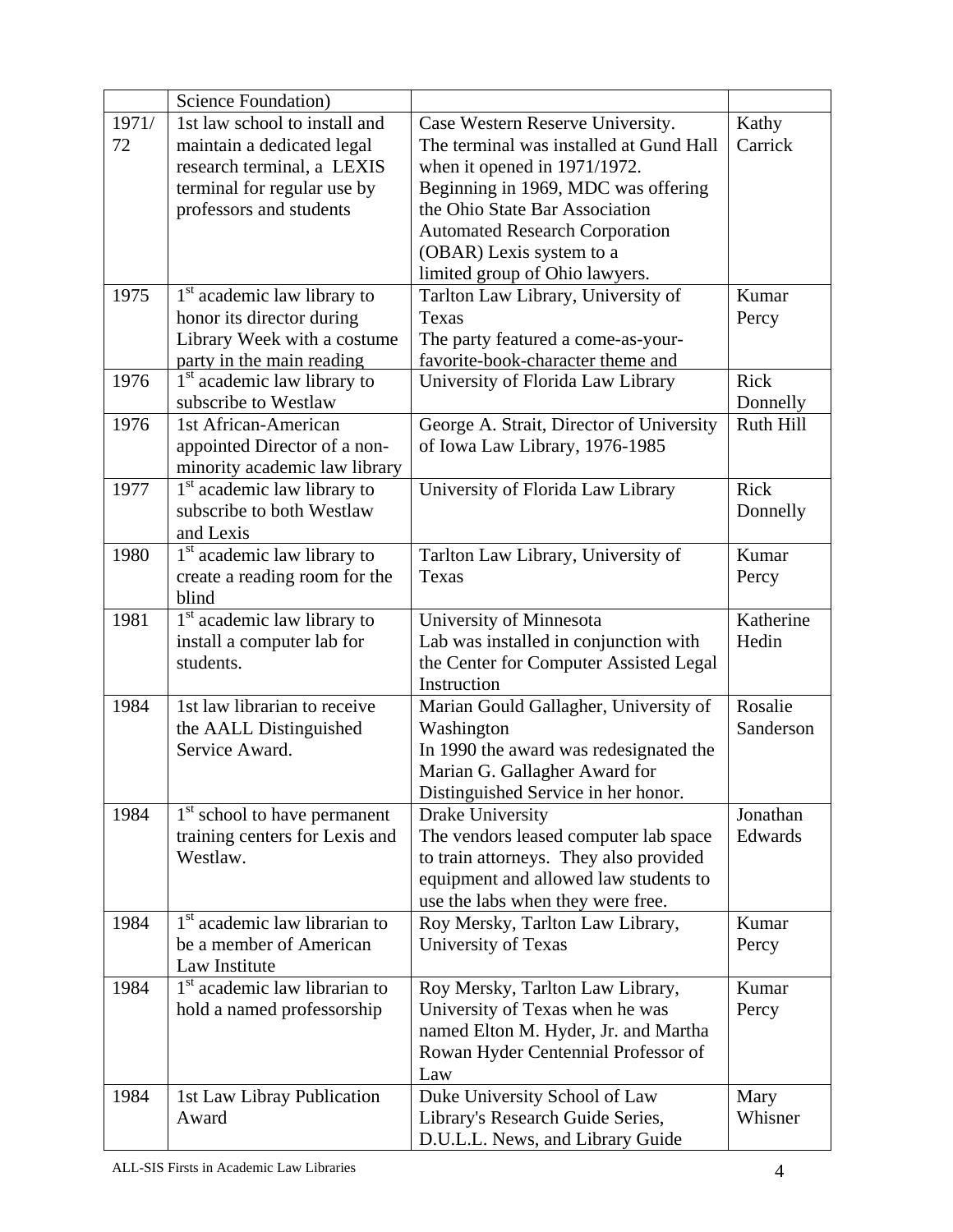| | Science Foundation) | | |
|---|---|---|---|
| 1971/72 | 1st law school to install and maintain a dedicated legal research terminal, a LEXIS terminal for regular use by professors and students | Case Western Reserve University. The terminal was installed at Gund Hall when it opened in 1971/1972. Beginning in 1969, MDC was offering the Ohio State Bar Association Automated Research Corporation (OBAR) Lexis system to a limited group of Ohio lawyers. | Kathy Carrick |
| 1975 | 1st academic law library to honor its director during Library Week with a costume party in the main reading | Tarlton Law Library, University of Texas The party featured a come-as-your-favorite-book-character theme and | Kumar Percy |
| 1976 | 1st academic law library to subscribe to Westlaw | University of Florida Law Library | Rick Donnelly |
| 1976 | 1st African-American appointed Director of a non-minority academic law library | George A. Strait, Director of University of Iowa Law Library, 1976-1985 | Ruth Hill |
| 1977 | 1st academic law library to subscribe to both Westlaw and Lexis | University of Florida Law Library | Rick Donnelly |
| 1980 | 1st academic law library to create a reading room for the blind | Tarlton Law Library, University of Texas | Kumar Percy |
| 1981 | 1st academic law library to install a computer lab for students. | University of Minnesota Lab was installed in conjunction with the Center for Computer Assisted Legal Instruction | Katherine Hedin |
| 1984 | 1st law librarian to receive the AALL Distinguished Service Award. | Marian Gould Gallagher, University of Washington In 1990 the award was redesignated the Marian G. Gallagher Award for Distinguished Service in her honor. | Rosalie Sanderson |
| 1984 | 1st school to have permanent training centers for Lexis and Westlaw. | Drake University The vendors leased computer lab space to train attorneys. They also provided equipment and allowed law students to use the labs when they were free. | Jonathan Edwards |
| 1984 | 1st academic law librarian to be a member of American Law Institute | Roy Mersky, Tarlton Law Library, University of Texas | Kumar Percy |
| 1984 | 1st academic law librarian to hold a named professorship | Roy Mersky, Tarlton Law Library, University of Texas when he was named Elton M. Hyder, Jr. and Martha Rowan Hyder Centennial Professor of Law | Kumar Percy |
| 1984 | 1st Law Libray Publication Award | Duke University School of Law Library's Research Guide Series, D.U.L.L. News, and Library Guide | Mary Whisner |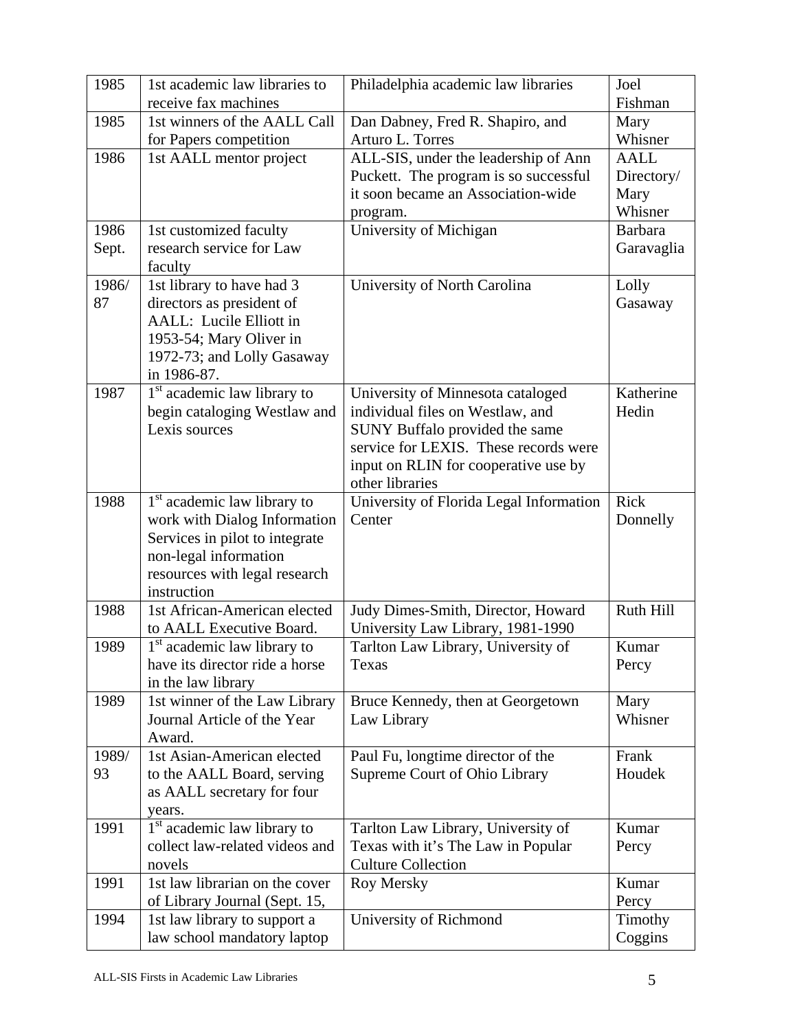| 1985 | 1st academic law libraries to receive fax machines | Philadelphia academic law libraries | Joel Fishman |
|---|---|---|---|
| 1985 | 1st winners of the AALL Call for Papers competition | Dan Dabney, Fred R. Shapiro, and Arturo L. Torres | Mary Whisner |
| 1986 | 1st AALL mentor project | ALL-SIS, under the leadership of Ann Puckett. The program is so successful it soon became an Association-wide program. | AALL Directory/ Mary Whisner |
| 1986 Sept. | 1st customized faculty research service for Law faculty | University of Michigan | Barbara Garavaglia |
| 1986/ 87 | 1st library to have had 3 directors as president of AALL: Lucile Elliott in 1953-54; Mary Oliver in 1972-73; and Lolly Gasaway in 1986-87. | University of North Carolina | Lolly Gasaway |
| 1987 | 1st academic law library to begin cataloging Westlaw and Lexis sources | University of Minnesota cataloged individual files on Westlaw, and SUNY Buffalo provided the same service for LEXIS. These records were input on RLIN for cooperative use by other libraries | Katherine Hedin |
| 1988 | 1st academic law library to work with Dialog Information Services in pilot to integrate non-legal information resources with legal research instruction | University of Florida Legal Information Center | Rick Donnelly |
| 1988 | 1st African-American elected to AALL Executive Board. | Judy Dimes-Smith, Director, Howard University Law Library, 1981-1990 | Ruth Hill |
| 1989 | 1st academic law library to have its director ride a horse in the law library | Tarlton Law Library, University of Texas | Kumar Percy |
| 1989 | 1st winner of the Law Library Journal Article of the Year Award. | Bruce Kennedy, then at Georgetown Law Library | Mary Whisner |
| 1989/ 93 | 1st Asian-American elected to the AALL Board, serving as AALL secretary for four years. | Paul Fu, longtime director of the Supreme Court of Ohio Library | Frank Houdek |
| 1991 | 1st academic law library to collect law-related videos and novels | Tarlton Law Library, University of Texas with it's The Law in Popular Culture Collection | Kumar Percy |
| 1991 | 1st law librarian on the cover of Library Journal (Sept. 15, | Roy Mersky | Kumar Percy |
| 1994 | 1st law library to support a law school mandatory laptop | University of Richmond | Timothy Coggins |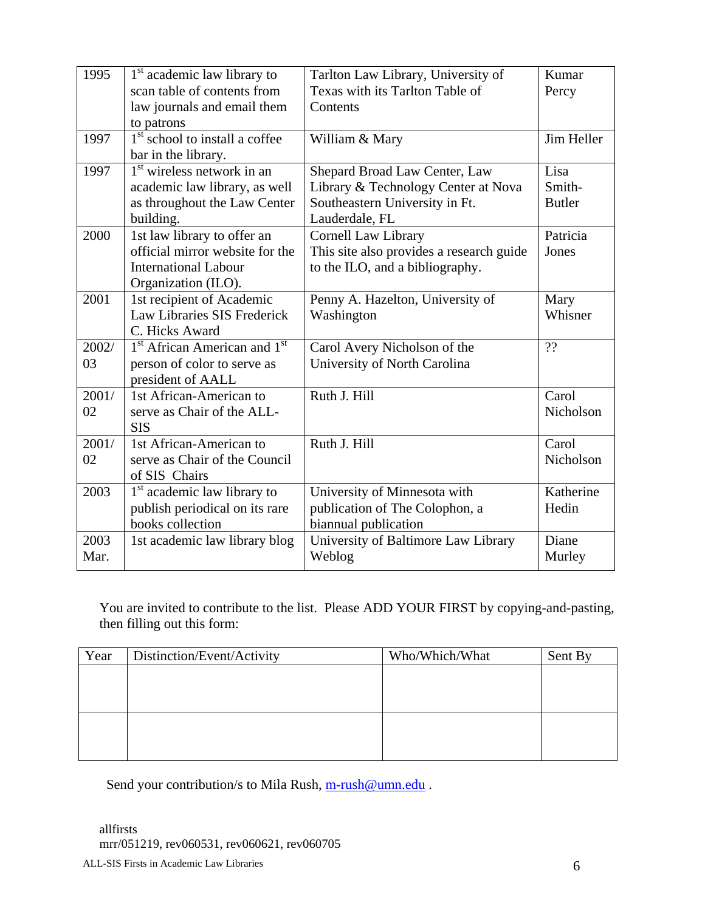| | | | |
|---|---|---|---|
| 1995 | 1st academic law library to scan table of contents from law journals and email them to patrons | Tarlton Law Library, University of Texas with its Tarlton Table of Contents | Kumar Percy |
| 1997 | 1st school to install a coffee bar in the library. | William & Mary | Jim Heller |
| 1997 | 1st wireless network in an academic law library, as well as throughout the Law Center building. | Shepard Broad Law Center, Law Library & Technology Center at Nova Southeastern University in Ft. Lauderdale, FL | Lisa Smith-Butler |
| 2000 | 1st law library to offer an official mirror website for the International Labour Organization (ILO). | Cornell Law Library This site also provides a research guide to the ILO, and a bibliography. | Patricia Jones |
| 2001 | 1st recipient of Academic Law Libraries SIS Frederick C. Hicks Award | Penny A. Hazelton, University of Washington | Mary Whisner |
| 2002/03 | 1st African American and 1st person of color to serve as president of AALL | Carol Avery Nicholson of the University of North Carolina | ?? |
| 2001/02 | 1st African-American to serve as Chair of the ALL-SIS | Ruth J. Hill | Carol Nicholson |
| 2001/02 | 1st African-American to serve as Chair of the Council of SIS Chairs | Ruth J. Hill | Carol Nicholson |
| 2003 | 1st academic law library to publish periodical on its rare books collection | University of Minnesota with publication of The Colophon, a biannual publication | Katherine Hedin |
| 2003 Mar. | 1st academic law library blog | University of Baltimore Law Library Weblog | Diane Murley |

You are invited to contribute to the list. Please ADD YOUR FIRST by copying-and-pasting, then filling out this form:

| Year | Distinction/Event/Activity | Who/Which/What | Sent By |
|---|---|---|---|
| | | | |
| | | | |

Send your contribution/s to Mila Rush, m-rush@umn.edu .

allfirsts
mrr/051219, rev060531, rev060621, rev060705